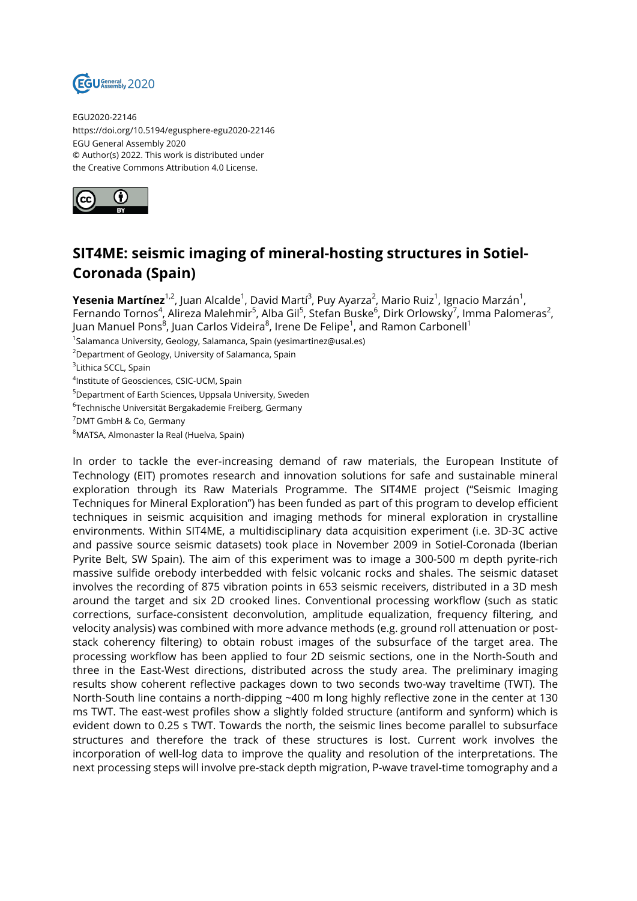EGU2020-22146
https://doi.org/10.5194/egusphere-egu2020-22146
EGU General Assembly 2020
© Author(s) 2022. This work is distributed under
the Creative Commons Attribution 4.0 License.

# SIT4ME: seismic imaging of mineral-hosting structures in Sotiel-Coronada (Spain)

**Yesenia Martínez**[1,2], Juan Alcalde[1], David Martí[3], Puy Ayarza[2], Mario Ruiz[1], Ignacio Marzán[1], Fernando Tornos[4], Alireza Malehmir[5], Alba Gil[5], Stefan Buske[6], Dirk Orlowsky[7], Imma Palomeras[2], Juan Manuel Pons[8], Juan Carlos Videira[8], Irene De Felipe[1], and Ramon Carbonell[1]

[1]Salamanca University, Geology, Salamanca, Spain (yesimartinez@usal.es)
[2]Department of Geology, University of Salamanca, Spain
[3]Lithica SCCL, Spain
[4]Institute of Geosciences, CSIC-UCM, Spain
[5]Department of Earth Sciences, Uppsala University, Sweden
[6]Technische Universität Bergakademie Freiberg, Germany
[7]DMT GmbH & Co, Germany
[8]MATSA, Almonaster la Real (Huelva, Spain)

In order to tackle the ever-increasing demand of raw materials, the European Institute of Technology (EIT) promotes research and innovation solutions for safe and sustainable mineral exploration through its Raw Materials Programme. The SIT4ME project ("Seismic Imaging Techniques for Mineral Exploration") has been funded as part of this program to develop efficient techniques in seismic acquisition and imaging methods for mineral exploration in crystalline environments. Within SIT4ME, a multidisciplinary data acquisition experiment (i.e. 3D-3C active and passive source seismic datasets) took place in November 2009 in Sotiel-Coronada (Iberian Pyrite Belt, SW Spain). The aim of this experiment was to image a 300-500 m depth pyrite-rich massive sulfide orebody interbedded with felsic volcanic rocks and shales. The seismic dataset involves the recording of 875 vibration points in 653 seismic receivers, distributed in a 3D mesh around the target and six 2D crooked lines. Conventional processing workflow (such as static corrections, surface-consistent deconvolution, amplitude equalization, frequency filtering, and velocity analysis) was combined with more advance methods (e.g. ground roll attenuation or post-stack coherency filtering) to obtain robust images of the subsurface of the target area. The processing workflow has been applied to four 2D seismic sections, one in the North-South and three in the East-West directions, distributed across the study area. The preliminary imaging results show coherent reflective packages down to two seconds two-way traveltime (TWT). The North-South line contains a north-dipping ~400 m long highly reflective zone in the center at 130 ms TWT. The east-west profiles show a slightly folded structure (antiform and synform) which is evident down to 0.25 s TWT. Towards the north, the seismic lines become parallel to subsurface structures and therefore the track of these structures is lost. Current work involves the incorporation of well-log data to improve the quality and resolution of the interpretations. The next processing steps will involve pre-stack depth migration, P-wave travel-time tomography and a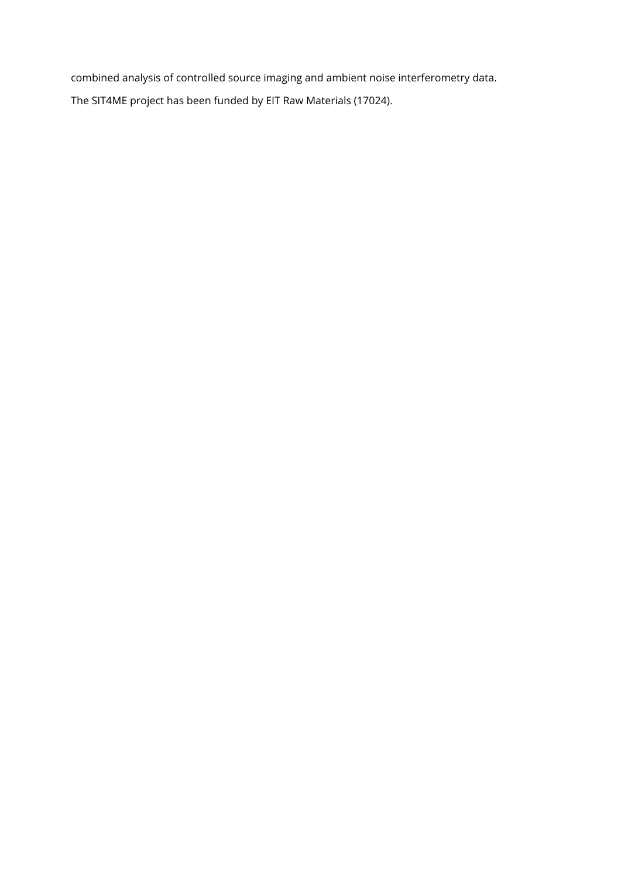combined analysis of controlled source imaging and ambient noise interferometry data.

The SIT4ME project has been funded by EIT Raw Materials (17024).